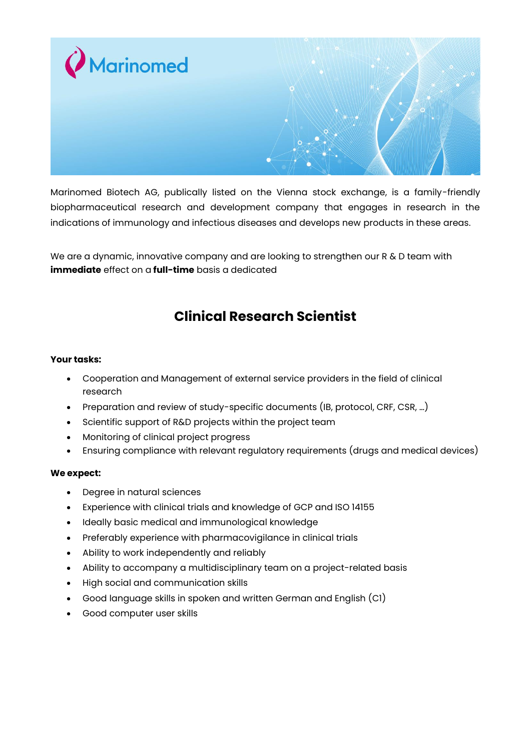Marinomed Biotech AG, publically listed on the Vienna stock exchange, is a family-friendly biopharmaceutical research and development company that engages in research in the indications of immunology and infectious diseases and develops new products in these areas.

We are a dynamic, innovative company and are looking to strengthen our R & D team with **immediate** effect on a **full-time** basis a dedicated

# Clinical Research Scientist

**Your tasks:**

- Cooperation and Management of external service providers in the field of clinical research
- Preparation and review of study-specific documents (IB, protocol, CRF, CSR, …)
- Scientific support of R&D projects within the project team
- Monitoring of clinical project progress
- Ensuring compliance with relevant regulatory requirements (drugs and medical devices)

**We expect:**

- Degree in natural sciences
- Experience with clinical trials and knowledge of GCP and ISO 14155
- Ideally basic medical and immunological knowledge
- Preferably experience with pharmacovigilance in clinical trials
- Ability to work independently and reliably
- Ability to accompany a multidisciplinary team on a project-related basis
- High social and communication skills
- Good language skills in spoken and written German and English (C1)
- Good computer user skills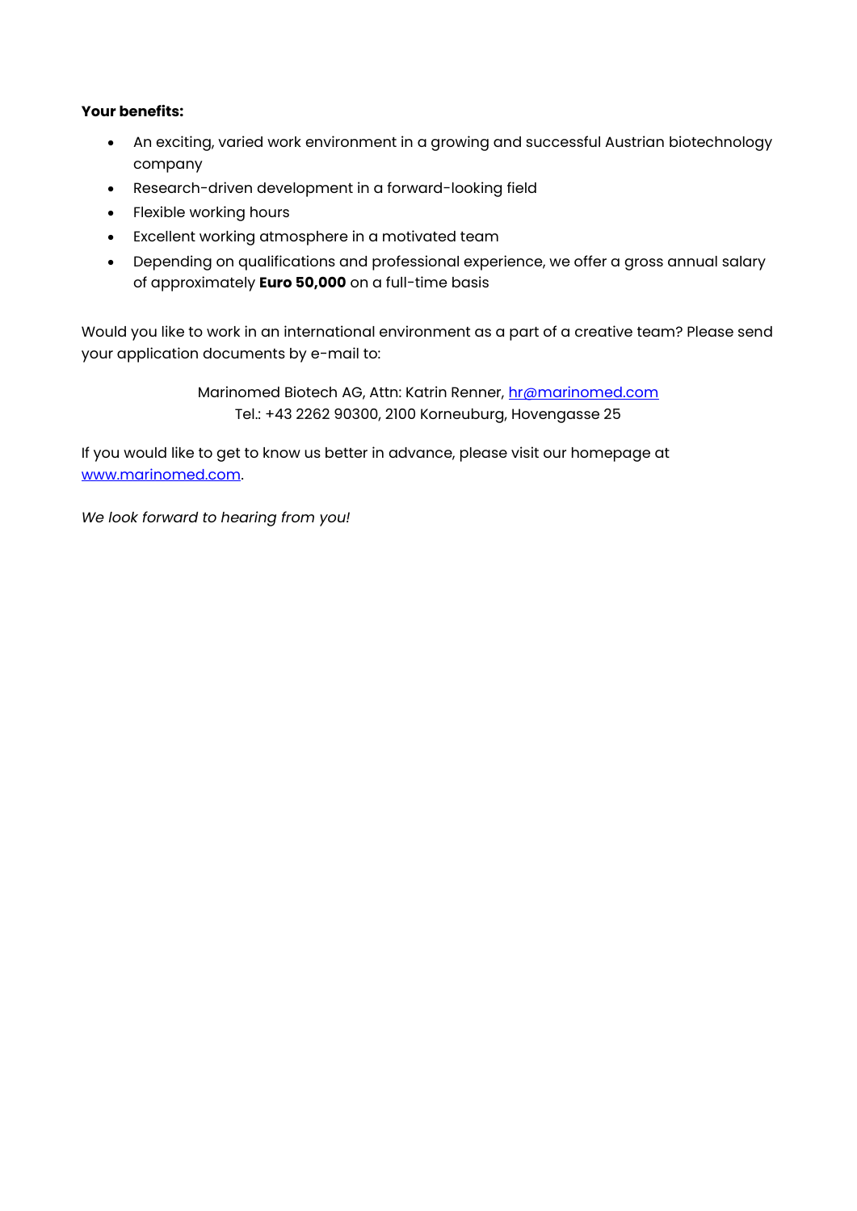**Your benefits:**

- An exciting, varied work environment in a growing and successful Austrian biotechnology company
- Research-driven development in a forward-looking field
- Flexible working hours
- Excellent working atmosphere in a motivated team
- Depending on qualifications and professional experience, we offer a gross annual salary of approximately **Euro 50,000** on a full-time basis

Would you like to work in an international environment as a part of a creative team? Please send your application documents by e-mail to:

Marinomed Biotech AG, Attn: Katrin Renner, hr@marinomed.com
Tel.: +43 2262 90300, 2100 Korneuburg, Hovengasse 25

If you would like to get to know us better in advance, please visit our homepage at www.marinomed.com.

*We look forward to hearing from you!*